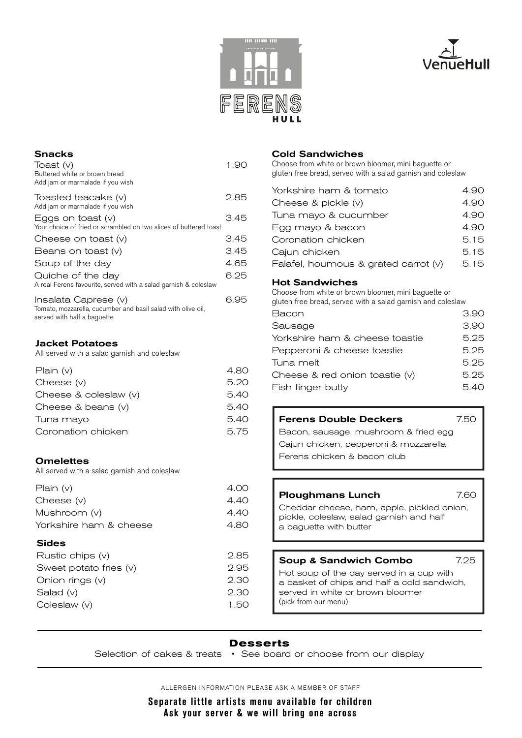FERENS HULL

VenueHull

## Snacks

| Item | Price |
| --- | --- |
| Toast (v)<br>Buttered white or brown bread<br>Add jam or marmalade if you wish | 1.90 |
| Toasted teacake (v)<br>Add jam or marmalade if you wish | 2.85 |
| Eggs on toast (v)<br>Your choice of fried or scrambled on two slices of buttered toast | 3.45 |
| Cheese on toast (v) | 3.45 |
| Beans on toast (v) | 3.45 |
| Soup of the day | 4.65 |
| Quiche of the day<br>A real Ferens favourite, served with a salad garnish & coleslaw | 6.25 |
| Insalata Caprese (v)<br>Tomato, mozzarella, cucumber and basil salad with olive oil, served with half a baguette | 6.95 |

## Jacket Potatoes

All served with a salad garnish and coleslaw

| Item | Price |
| --- | --- |
| Plain (v) | 4.80 |
| Cheese (v) | 5.20 |
| Cheese & coleslaw (v) | 5.40 |
| Cheese & beans (v) | 5.40 |
| Tuna mayo | 5.40 |
| Coronation chicken | 5.75 |

## Omelettes

All served with a salad garnish and coleslaw

| Item | Price |
| --- | --- |
| Plain (v) | 4.00 |
| Cheese (v) | 4.40 |
| Mushroom (v) | 4.40 |
| Yorkshire ham & cheese | 4.80 |

## Sides

| Item | Price |
| --- | --- |
| Rustic chips (v) | 2.85 |
| Sweet potato fries (v) | 2.95 |
| Onion rings (v) | 2.30 |
| Salad (v) | 2.30 |
| Coleslaw (v) | 1.50 |

## Cold Sandwiches

Choose from white or brown bloomer, mini baguette or gluten free bread, served with a salad garnish and coleslaw

| Item | Price |
| --- | --- |
| Yorkshire ham & tomato | 4.90 |
| Cheese & pickle (v) | 4.90 |
| Tuna mayo & cucumber | 4.90 |
| Egg mayo & bacon | 4.90 |
| Coronation chicken | 5.15 |
| Cajun chicken | 5.15 |
| Falafel, houmous & grated carrot (v) | 5.15 |

## Hot Sandwiches

Choose from white or brown bloomer, mini baguette or gluten free bread, served with a salad garnish and coleslaw

| Item | Price |
| --- | --- |
| Bacon | 3.90 |
| Sausage | 3.90 |
| Yorkshire ham & cheese toastie | 5.25 |
| Pepperoni & cheese toastie | 5.25 |
| Tuna melt | 5.25 |
| Cheese & red onion toastie (v) | 5.25 |
| Fish finger butty | 5.40 |

## Ferens Double Deckers — 7.50

- Bacon, sausage, mushroom & fried egg
- Cajun chicken, pepperoni & mozzarella
- Ferens chicken & bacon club

## Ploughmans Lunch — 7.60

Cheddar cheese, ham, apple, pickled onion, pickle, coleslaw, salad garnish and half a baguette with butter

## Soup & Sandwich Combo — 7.25

Hot soup of the day served in a cup with a basket of chips and half a cold sandwich, served in white or brown bloomer (pick from our menu)

## Desserts

Selection of cakes & treats • See board or choose from our display

ALLERGEN INFORMATION PLEASE ASK A MEMBER OF STAFF

**Separate little artists menu available for children**
**Ask your server & we will bring one across**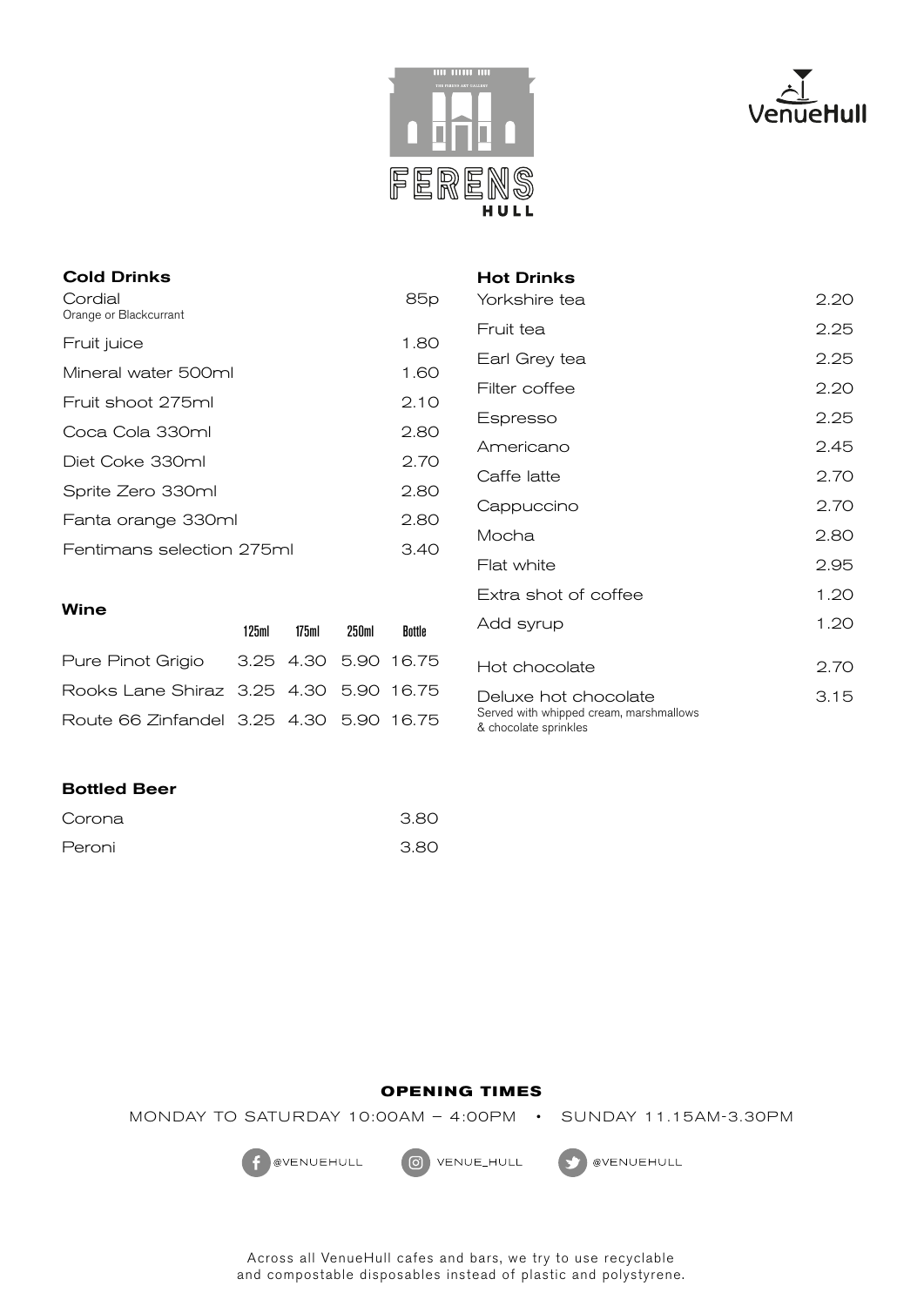FERENS HULL

VenueHull

### Cold Drinks

| | |
|---|---|
| Cordial<br>Orange or Blackcurrant | 85p |
| Fruit juice | 1.80 |
| Mineral water 500ml | 1.60 |
| Fruit shoot 275ml | 2.10 |
| Coca Cola 330ml | 2.80 |
| Diet Coke 330ml | 2.70 |
| Sprite Zero 330ml | 2.80 |
| Fanta orange 330ml | 2.80 |
| Fentimans selection 275ml | 3.40 |

### Wine

| | 125ml | 175ml | 250ml | Bottle |
|---|---|---|---|---|
| Pure Pinot Grigio | 3.25 | 4.30 | 5.90 | 16.75 |
| Rooks Lane Shiraz | 3.25 | 4.30 | 5.90 | 16.75 |
| Route 66 Zinfandel | 3.25 | 4.30 | 5.90 | 16.75 |

### Bottled Beer

| | |
|---|---|
| Corona | 3.80 |
| Peroni | 3.80 |

### Hot Drinks

| | |
|---|---|
| Yorkshire tea | 2.20 |
| Fruit tea | 2.25 |
| Earl Grey tea | 2.25 |
| Filter coffee | 2.20 |
| Espresso | 2.25 |
| Americano | 2.45 |
| Caffe latte | 2.70 |
| Cappuccino | 2.70 |
| Mocha | 2.80 |
| Flat white | 2.95 |
| Extra shot of coffee | 1.20 |
| Add syrup | 1.20 |
| Hot chocolate | 2.70 |
| Deluxe hot chocolate<br>Served with whipped cream, marshmallows & chocolate sprinkles | 3.15 |

**OPENING TIMES**

MONDAY TO SATURDAY 10:00AM – 4:00PM • SUNDAY 11.15AM-3.30PM

@VENUEHULL   VENUE_HULL   @VENUEHULL

Across all VenueHull cafes and bars, we try to use recyclable and compostable disposables instead of plastic and polystyrene.